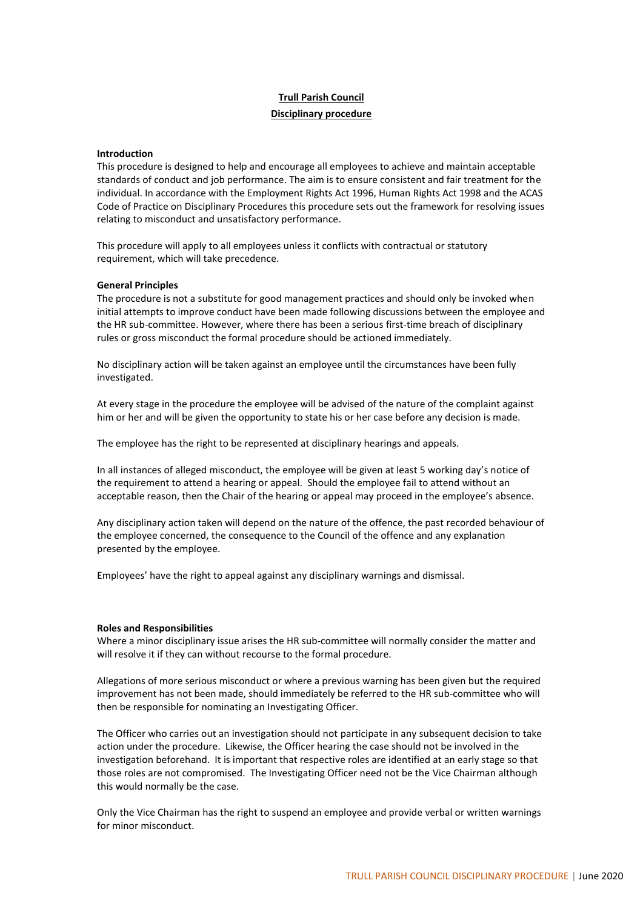# Trull Parish Council

## Disciplinary procedure

**Introduction**

This procedure is designed to help and encourage all employees to achieve and maintain acceptable standards of conduct and job performance. The aim is to ensure consistent and fair treatment for the individual. In accordance with the Employment Rights Act 1996, Human Rights Act 1998 and the ACAS Code of Practice on Disciplinary Procedures this procedure sets out the framework for resolving issues relating to misconduct and unsatisfactory performance.

This procedure will apply to all employees unless it conflicts with contractual or statutory requirement, which will take precedence.

**General Principles**

The procedure is not a substitute for good management practices and should only be invoked when initial attempts to improve conduct have been made following discussions between the employee and the HR sub-committee. However, where there has been a serious first-time breach of disciplinary rules or gross misconduct the formal procedure should be actioned immediately.

No disciplinary action will be taken against an employee until the circumstances have been fully investigated.

At every stage in the procedure the employee will be advised of the nature of the complaint against him or her and will be given the opportunity to state his or her case before any decision is made.

The employee has the right to be represented at disciplinary hearings and appeals.

In all instances of alleged misconduct, the employee will be given at least 5 working day's notice of the requirement to attend a hearing or appeal. Should the employee fail to attend without an acceptable reason, then the Chair of the hearing or appeal may proceed in the employee's absence.

Any disciplinary action taken will depend on the nature of the offence, the past recorded behaviour of the employee concerned, the consequence to the Council of the offence and any explanation presented by the employee.

Employees' have the right to appeal against any disciplinary warnings and dismissal.

**Roles and Responsibilities**

Where a minor disciplinary issue arises the HR sub-committee will normally consider the matter and will resolve it if they can without recourse to the formal procedure.

Allegations of more serious misconduct or where a previous warning has been given but the required improvement has not been made, should immediately be referred to the HR sub-committee who will then be responsible for nominating an Investigating Officer.

The Officer who carries out an investigation should not participate in any subsequent decision to take action under the procedure. Likewise, the Officer hearing the case should not be involved in the investigation beforehand. It is important that respective roles are identified at an early stage so that those roles are not compromised. The Investigating Officer need not be the Vice Chairman although this would normally be the case.

Only the Vice Chairman has the right to suspend an employee and provide verbal or written warnings for minor misconduct.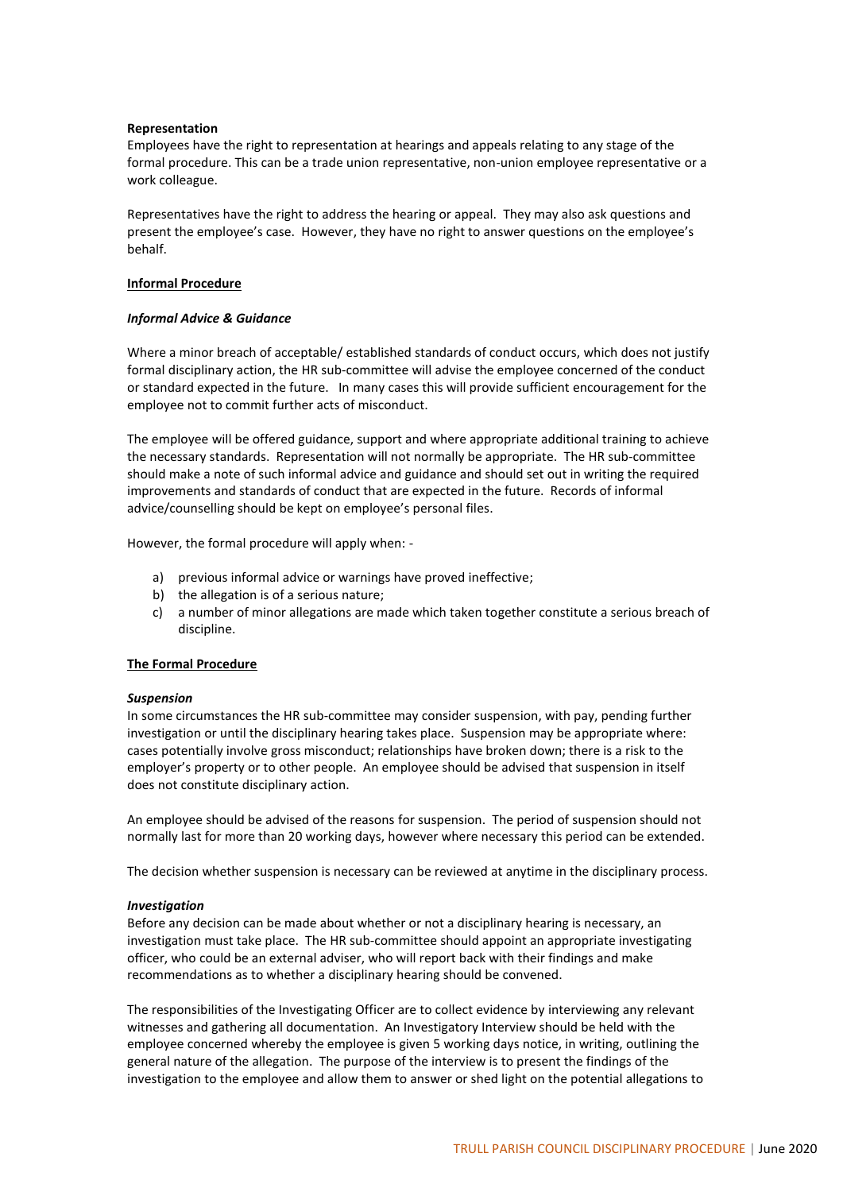**Representation**

Employees have the right to representation at hearings and appeals relating to any stage of the formal procedure. This can be a trade union representative, non-union employee representative or a work colleague.

Representatives have the right to address the hearing or appeal. They may also ask questions and present the employee's case. However, they have no right to answer questions on the employee's behalf.

## Informal Procedure

### *Informal Advice & Guidance*

Where a minor breach of acceptable/ established standards of conduct occurs, which does not justify formal disciplinary action, the HR sub-committee will advise the employee concerned of the conduct or standard expected in the future. In many cases this will provide sufficient encouragement for the employee not to commit further acts of misconduct.

The employee will be offered guidance, support and where appropriate additional training to achieve the necessary standards. Representation will not normally be appropriate. The HR sub-committee should make a note of such informal advice and guidance and should set out in writing the required improvements and standards of conduct that are expected in the future. Records of informal advice/counselling should be kept on employee's personal files.

However, the formal procedure will apply when: -

a) previous informal advice or warnings have proved ineffective;
b) the allegation is of a serious nature;
c) a number of minor allegations are made which taken together constitute a serious breach of discipline.

## The Formal Procedure

### *Suspension*

In some circumstances the HR sub-committee may consider suspension, with pay, pending further investigation or until the disciplinary hearing takes place. Suspension may be appropriate where: cases potentially involve gross misconduct; relationships have broken down; there is a risk to the employer's property or to other people. An employee should be advised that suspension in itself does not constitute disciplinary action.

An employee should be advised of the reasons for suspension. The period of suspension should not normally last for more than 20 working days, however where necessary this period can be extended.

The decision whether suspension is necessary can be reviewed at anytime in the disciplinary process.

### *Investigation*

Before any decision can be made about whether or not a disciplinary hearing is necessary, an investigation must take place. The HR sub-committee should appoint an appropriate investigating officer, who could be an external adviser, who will report back with their findings and make recommendations as to whether a disciplinary hearing should be convened.

The responsibilities of the Investigating Officer are to collect evidence by interviewing any relevant witnesses and gathering all documentation. An Investigatory Interview should be held with the employee concerned whereby the employee is given 5 working days notice, in writing, outlining the general nature of the allegation. The purpose of the interview is to present the findings of the investigation to the employee and allow them to answer or shed light on the potential allegations to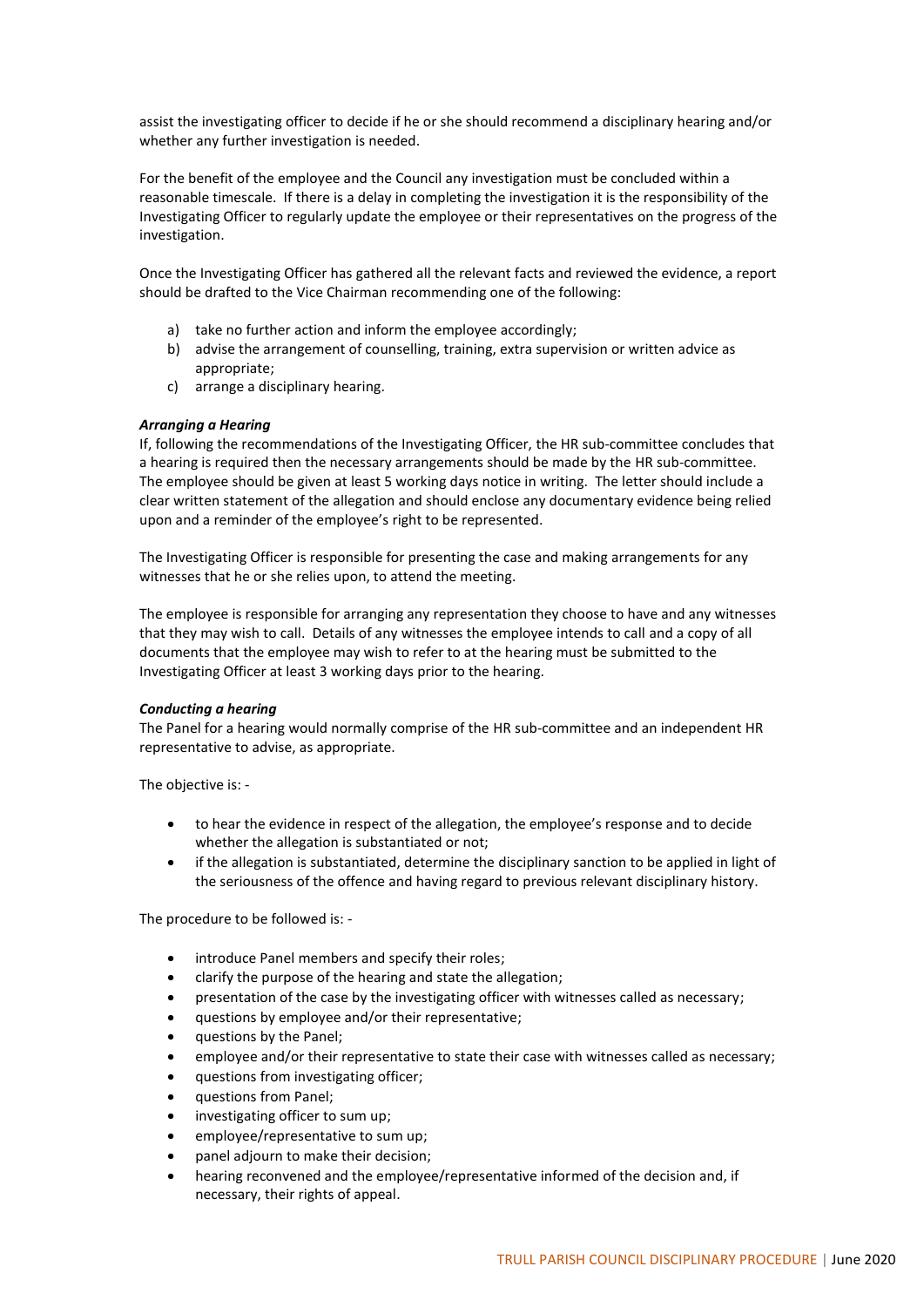assist the investigating officer to decide if he or she should recommend a disciplinary hearing and/or whether any further investigation is needed.

For the benefit of the employee and the Council any investigation must be concluded within a reasonable timescale. If there is a delay in completing the investigation it is the responsibility of the Investigating Officer to regularly update the employee or their representatives on the progress of the investigation.

Once the Investigating Officer has gathered all the relevant facts and reviewed the evidence, a report should be drafted to the Vice Chairman recommending one of the following:

a) take no further action and inform the employee accordingly;
b) advise the arrangement of counselling, training, extra supervision or written advice as appropriate;
c) arrange a disciplinary hearing.

***Arranging a Hearing***

If, following the recommendations of the Investigating Officer, the HR sub-committee concludes that a hearing is required then the necessary arrangements should be made by the HR sub-committee. The employee should be given at least 5 working days notice in writing. The letter should include a clear written statement of the allegation and should enclose any documentary evidence being relied upon and a reminder of the employee's right to be represented.

The Investigating Officer is responsible for presenting the case and making arrangements for any witnesses that he or she relies upon, to attend the meeting.

The employee is responsible for arranging any representation they choose to have and any witnesses that they may wish to call. Details of any witnesses the employee intends to call and a copy of all documents that the employee may wish to refer to at the hearing must be submitted to the Investigating Officer at least 3 working days prior to the hearing.

***Conducting a hearing***

The Panel for a hearing would normally comprise of the HR sub-committee and an independent HR representative to advise, as appropriate.

The objective is: -

- to hear the evidence in respect of the allegation, the employee's response and to decide whether the allegation is substantiated or not;
- if the allegation is substantiated, determine the disciplinary sanction to be applied in light of the seriousness of the offence and having regard to previous relevant disciplinary history.

The procedure to be followed is: -

- introduce Panel members and specify their roles;
- clarify the purpose of the hearing and state the allegation;
- presentation of the case by the investigating officer with witnesses called as necessary;
- questions by employee and/or their representative;
- questions by the Panel;
- employee and/or their representative to state their case with witnesses called as necessary;
- questions from investigating officer;
- questions from Panel;
- investigating officer to sum up;
- employee/representative to sum up;
- panel adjourn to make their decision;
- hearing reconvened and the employee/representative informed of the decision and, if necessary, their rights of appeal.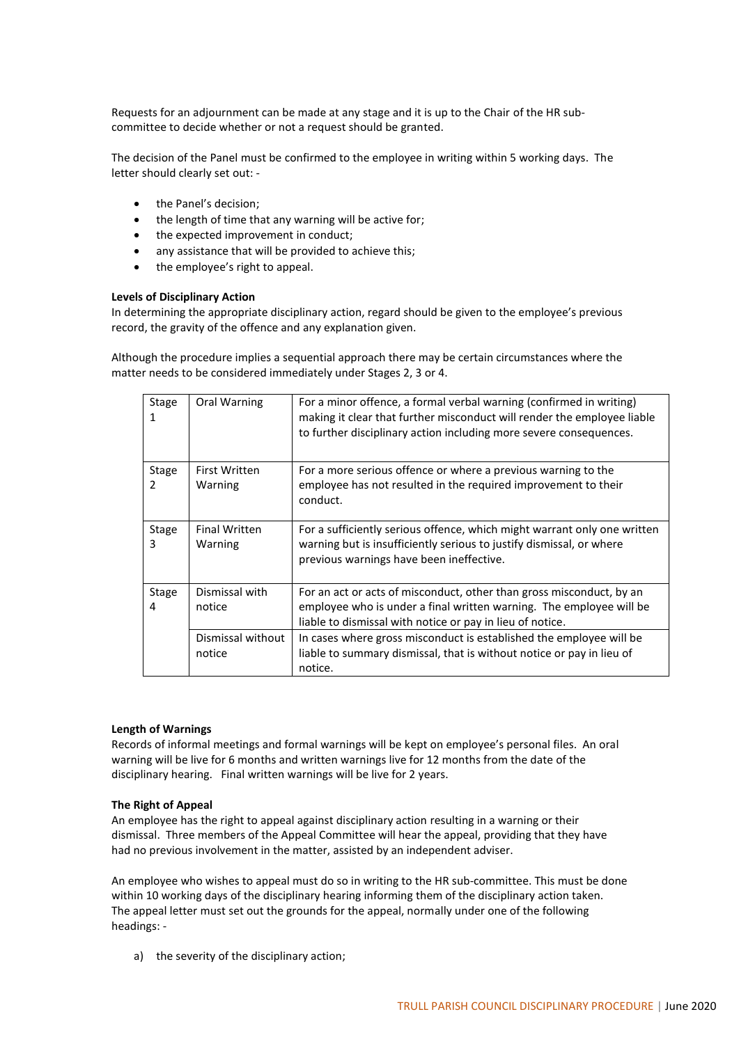Requests for an adjournment can be made at any stage and it is up to the Chair of the HR sub-committee to decide whether or not a request should be granted.

The decision of the Panel must be confirmed to the employee in writing within 5 working days. The letter should clearly set out: -

- the Panel's decision;
- the length of time that any warning will be active for;
- the expected improvement in conduct;
- any assistance that will be provided to achieve this;
- the employee's right to appeal.

**Levels of Disciplinary Action**
In determining the appropriate disciplinary action, regard should be given to the employee's previous record, the gravity of the offence and any explanation given.

Although the procedure implies a sequential approach there may be certain circumstances where the matter needs to be considered immediately under Stages 2, 3 or 4.

| | | |
|---|---|---|
| Stage 1 | Oral Warning | For a minor offence, a formal verbal warning (confirmed in writing) making it clear that further misconduct will render the employee liable to further disciplinary action including more severe consequences. |
| Stage 2 | First Written Warning | For a more serious offence or where a previous warning to the employee has not resulted in the required improvement to their conduct. |
| Stage 3 | Final Written Warning | For a sufficiently serious offence, which might warrant only one written warning but is insufficiently serious to justify dismissal, or where previous warnings have been ineffective. |
| Stage 4 | Dismissal with notice | For an act or acts of misconduct, other than gross misconduct, by an employee who is under a final written warning. The employee will be liable to dismissal with notice or pay in lieu of notice. |
| | Dismissal without notice | In cases where gross misconduct is established the employee will be liable to summary dismissal, that is without notice or pay in lieu of notice. |

**Length of Warnings**
Records of informal meetings and formal warnings will be kept on employee's personal files. An oral warning will be live for 6 months and written warnings live for 12 months from the date of the disciplinary hearing. Final written warnings will be live for 2 years.

**The Right of Appeal**
An employee has the right to appeal against disciplinary action resulting in a warning or their dismissal. Three members of the Appeal Committee will hear the appeal, providing that they have had no previous involvement in the matter, assisted by an independent adviser.

An employee who wishes to appeal must do so in writing to the HR sub-committee. This must be done within 10 working days of the disciplinary hearing informing them of the disciplinary action taken. The appeal letter must set out the grounds for the appeal, normally under one of the following headings: -

a) the severity of the disciplinary action;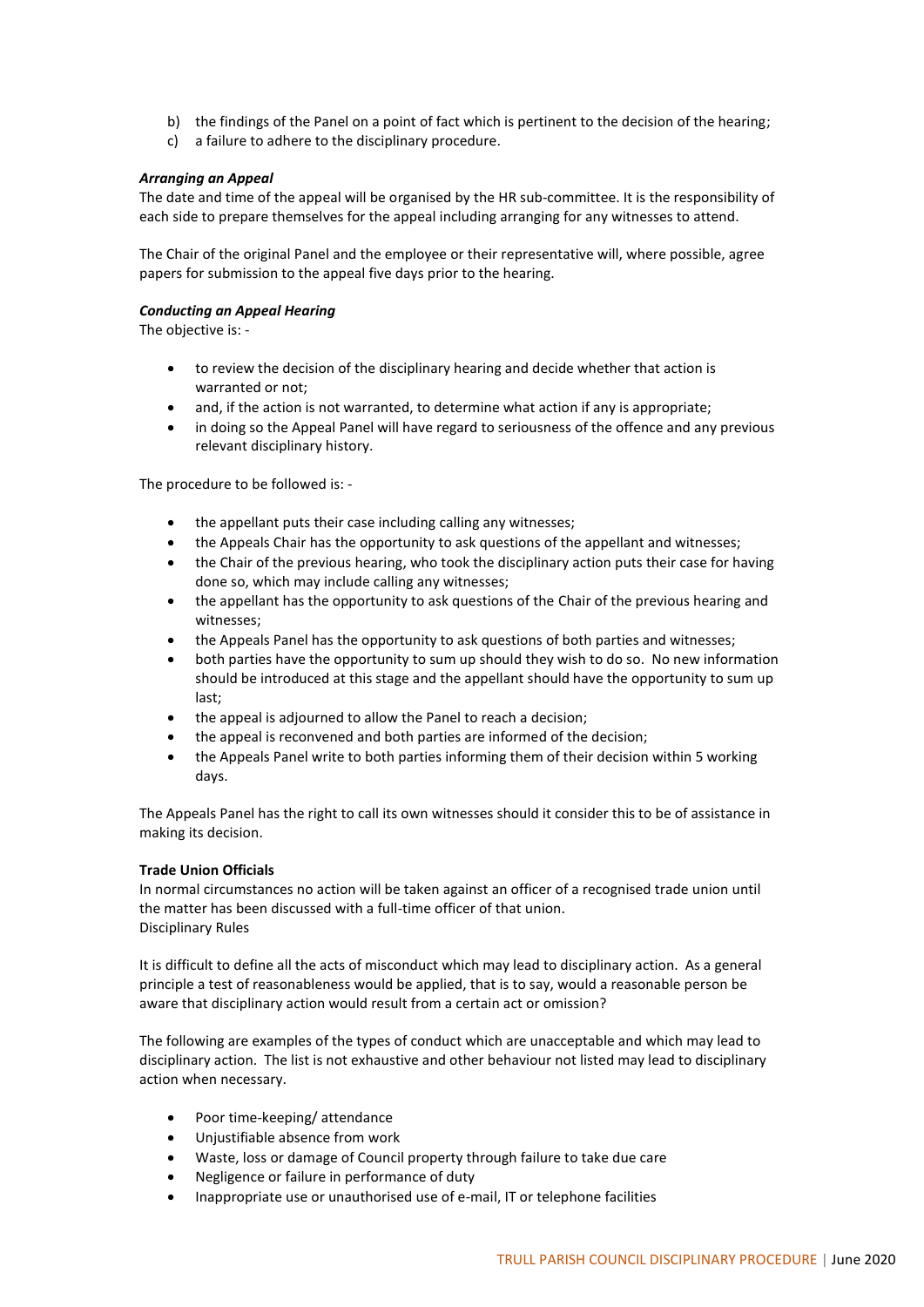b) the findings of the Panel on a point of fact which is pertinent to the decision of the hearing;
c) a failure to adhere to the disciplinary procedure.

***Arranging an Appeal***
The date and time of the appeal will be organised by the HR sub-committee. It is the responsibility of each side to prepare themselves for the appeal including arranging for any witnesses to attend.

The Chair of the original Panel and the employee or their representative will, where possible, agree papers for submission to the appeal five days prior to the hearing.

***Conducting an Appeal Hearing***
The objective is: -

- to review the decision of the disciplinary hearing and decide whether that action is warranted or not;
- and, if the action is not warranted, to determine what action if any is appropriate;
- in doing so the Appeal Panel will have regard to seriousness of the offence and any previous relevant disciplinary history.

The procedure to be followed is: -

- the appellant puts their case including calling any witnesses;
- the Appeals Chair has the opportunity to ask questions of the appellant and witnesses;
- the Chair of the previous hearing, who took the disciplinary action puts their case for having done so, which may include calling any witnesses;
- the appellant has the opportunity to ask questions of the Chair of the previous hearing and witnesses;
- the Appeals Panel has the opportunity to ask questions of both parties and witnesses;
- both parties have the opportunity to sum up should they wish to do so. No new information should be introduced at this stage and the appellant should have the opportunity to sum up last;
- the appeal is adjourned to allow the Panel to reach a decision;
- the appeal is reconvened and both parties are informed of the decision;
- the Appeals Panel write to both parties informing them of their decision within 5 working days.

The Appeals Panel has the right to call its own witnesses should it consider this to be of assistance in making its decision.

**Trade Union Officials**
In normal circumstances no action will be taken against an officer of a recognised trade union until the matter has been discussed with a full-time officer of that union.
Disciplinary Rules

It is difficult to define all the acts of misconduct which may lead to disciplinary action. As a general principle a test of reasonableness would be applied, that is to say, would a reasonable person be aware that disciplinary action would result from a certain act or omission?

The following are examples of the types of conduct which are unacceptable and which may lead to disciplinary action. The list is not exhaustive and other behaviour not listed may lead to disciplinary action when necessary.

- Poor time-keeping/ attendance
- Unjustifiable absence from work
- Waste, loss or damage of Council property through failure to take due care
- Negligence or failure in performance of duty
- Inappropriate use or unauthorised use of e-mail, IT or telephone facilities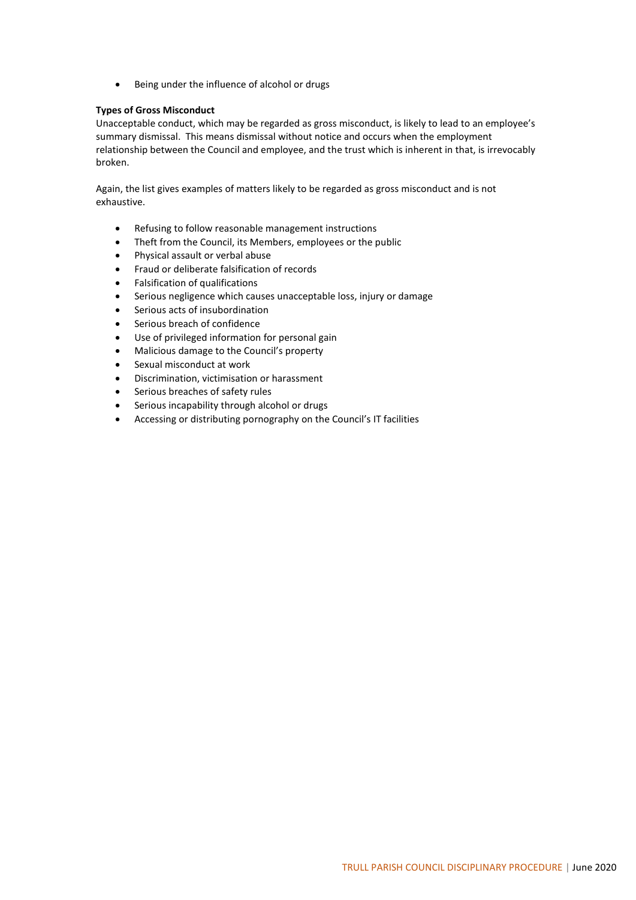- Being under the influence of alcohol or drugs

**Types of Gross Misconduct**

Unacceptable conduct, which may be regarded as gross misconduct, is likely to lead to an employee's summary dismissal. This means dismissal without notice and occurs when the employment relationship between the Council and employee, and the trust which is inherent in that, is irrevocably broken.

Again, the list gives examples of matters likely to be regarded as gross misconduct and is not exhaustive.

- Refusing to follow reasonable management instructions
- Theft from the Council, its Members, employees or the public
- Physical assault or verbal abuse
- Fraud or deliberate falsification of records
- Falsification of qualifications
- Serious negligence which causes unacceptable loss, injury or damage
- Serious acts of insubordination
- Serious breach of confidence
- Use of privileged information for personal gain
- Malicious damage to the Council's property
- Sexual misconduct at work
- Discrimination, victimisation or harassment
- Serious breaches of safety rules
- Serious incapability through alcohol or drugs
- Accessing or distributing pornography on the Council's IT facilities